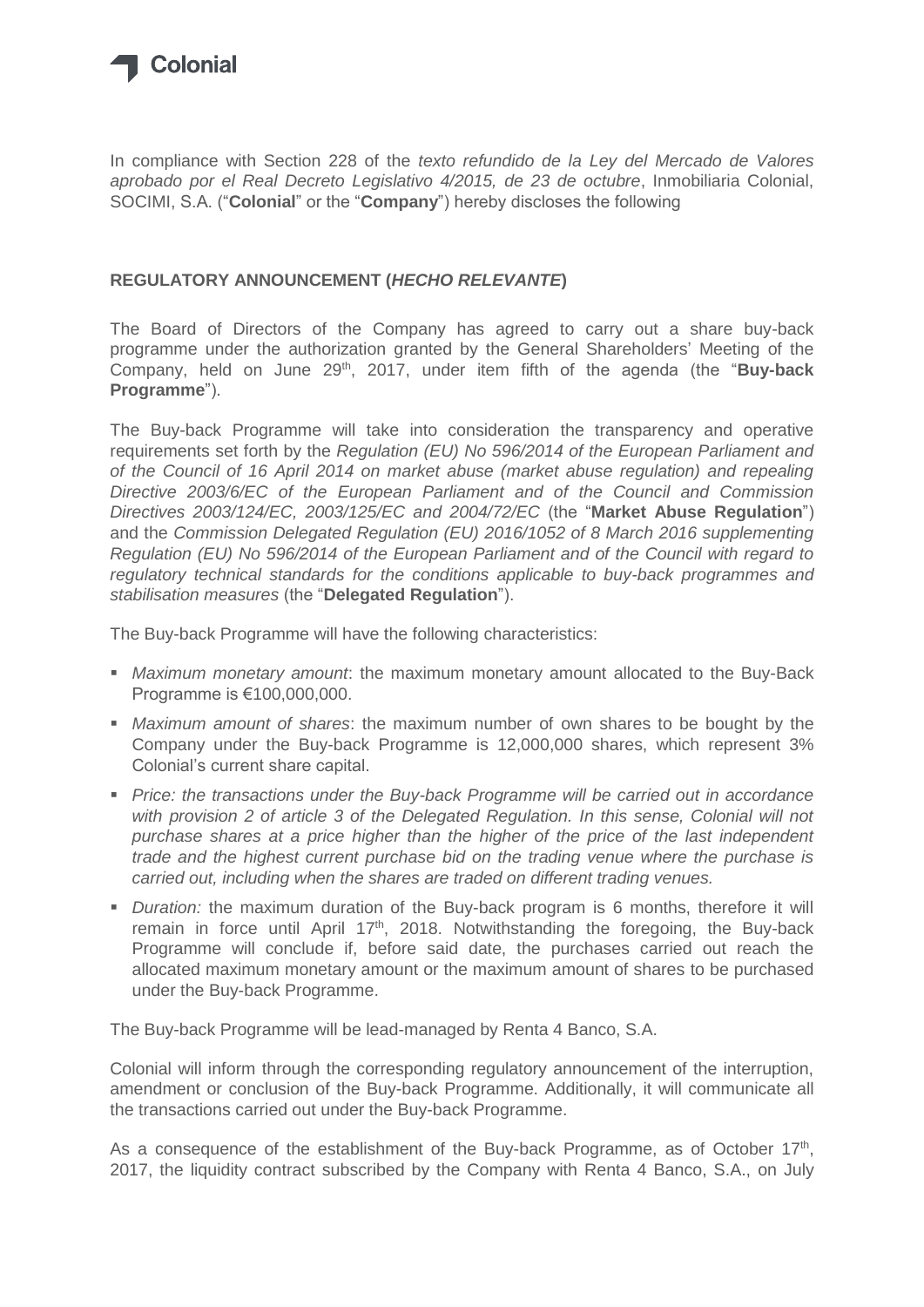Colonial

In compliance with Section 228 of the *texto refundido de la Ley del Mercado de Valores aprobado por el Real Decreto Legislativo 4/2015, de 23 de octubre*, Inmobiliaria Colonial, SOCIMI, S.A. ("**Colonial**" or the "**Company**") hereby discloses the following

**REGULATORY ANNOUNCEMENT (*HECHO RELEVANTE*)**

The Board of Directors of the Company has agreed to carry out a share buy-back programme under the authorization granted by the General Shareholders' Meeting of the Company, held on June 29th, 2017, under item fifth of the agenda (the "**Buy-back Programme**").

The Buy-back Programme will take into consideration the transparency and operative requirements set forth by the *Regulation (EU) No 596/2014 of the European Parliament and of the Council of 16 April 2014 on market abuse (market abuse regulation) and repealing Directive 2003/6/EC of the European Parliament and of the Council and Commission Directives 2003/124/EC, 2003/125/EC and 2004/72/EC* (the "**Market Abuse Regulation**") and the *Commission Delegated Regulation (EU) 2016/1052 of 8 March 2016 supplementing Regulation (EU) No 596/2014 of the European Parliament and of the Council with regard to regulatory technical standards for the conditions applicable to buy-back programmes and stabilisation measures* (the "**Delegated Regulation**").

The Buy-back Programme will have the following characteristics:

- *Maximum monetary amount*: the maximum monetary amount allocated to the Buy-Back Programme is €100,000,000.
- *Maximum amount of shares*: the maximum number of own shares to be bought by the Company under the Buy-back Programme is 12,000,000 shares, which represent 3% Colonial's current share capital.
- *Price: the transactions under the Buy-back Programme will be carried out in accordance with provision 2 of article 3 of the Delegated Regulation. In this sense, Colonial will not purchase shares at a price higher than the higher of the price of the last independent trade and the highest current purchase bid on the trading venue where the purchase is carried out, including when the shares are traded on different trading venues.*
- *Duration:* the maximum duration of the Buy-back program is 6 months, therefore it will remain in force until April 17th, 2018. Notwithstanding the foregoing, the Buy-back Programme will conclude if, before said date, the purchases carried out reach the allocated maximum monetary amount or the maximum amount of shares to be purchased under the Buy-back Programme.

The Buy-back Programme will be lead-managed by Renta 4 Banco, S.A.

Colonial will inform through the corresponding regulatory announcement of the interruption, amendment or conclusion of the Buy-back Programme. Additionally, it will communicate all the transactions carried out under the Buy-back Programme.

As a consequence of the establishment of the Buy-back Programme, as of October 17th, 2017, the liquidity contract subscribed by the Company with Renta 4 Banco, S.A., on July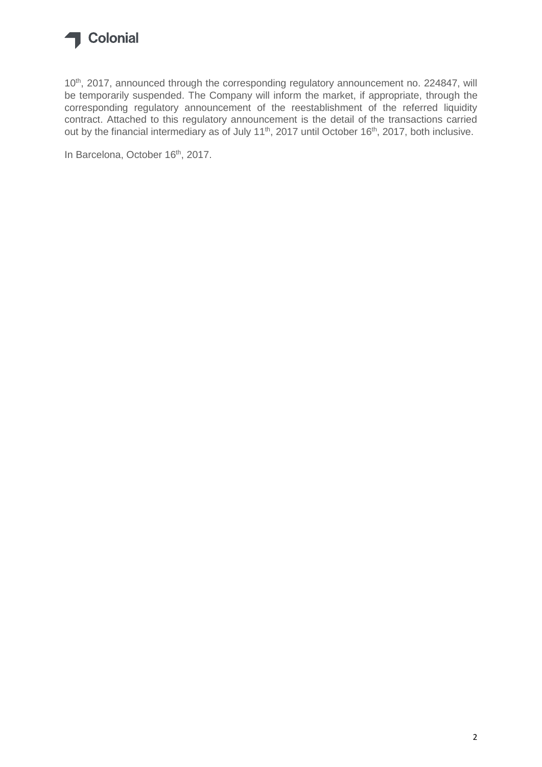10th, 2017, announced through the corresponding regulatory announcement no. 224847, will be temporarily suspended. The Company will inform the market, if appropriate, through the corresponding regulatory announcement of the reestablishment of the referred liquidity contract. Attached to this regulatory announcement is the detail of the transactions carried out by the financial intermediary as of July 11th, 2017 until October 16th, 2017, both inclusive.

In Barcelona, October 16th, 2017.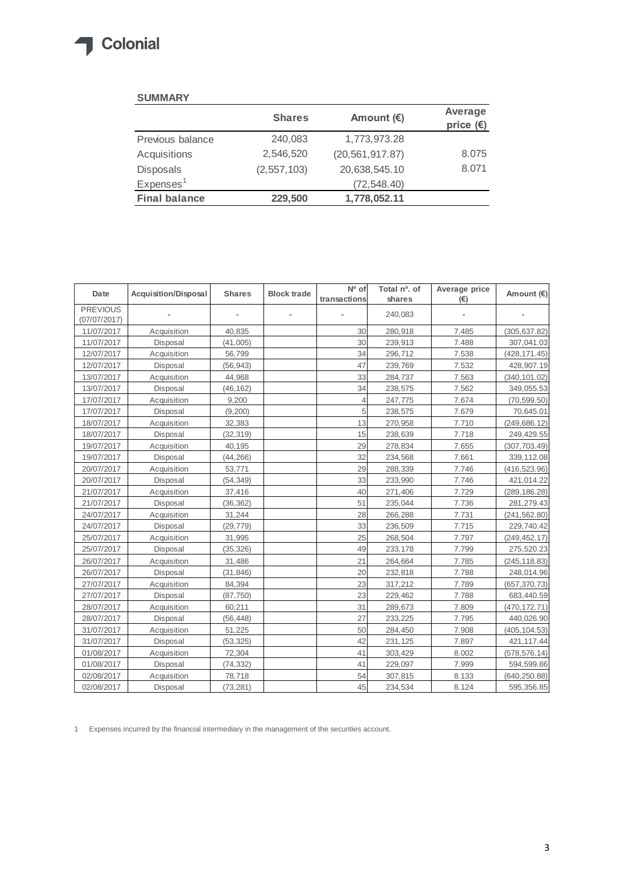**SUMMARY**

| | Shares | Amount (€) | Average price (€) |
|---|---|---|---|
| Previous balance | 240,083 | 1,773,973.28 | |
| Acquisitions | 2,546,520 | (20,561,917.87) | 8.075 |
| Disposals | (2,557,103) | 20,638,545.10 | 8.071 |
| Expenses[1] | | (72,548.40) | |
| **Final balance** | **229,500** | **1,778,052.11** | |

| Date | Acquisition/Disposal | Shares | Block trade | Nº of transactions | Total nº. of shares | Average price (€) | Amount (€) |
|---|---|---|---|---|---|---|---|
| PREVIOUS (07/07/2017) | - | - | - | - | 240,083 | - | - |
| 11/07/2017 | Acquisition | 40,835 | | 30 | 280,918 | 7.485 | (305,637.82) |
| 11/07/2017 | Disposal | (41,005) | | 30 | 239,913 | 7.488 | 307,041.03 |
| 12/07/2017 | Acquisition | 56,799 | | 34 | 296,712 | 7.538 | (428,171.45) |
| 12/07/2017 | Disposal | (56,943) | | 47 | 239,769 | 7.532 | 428,907.19 |
| 13/07/2017 | Acquisition | 44,968 | | 33 | 284,737 | 7.563 | (340,101.02) |
| 13/07/2017 | Disposal | (46,162) | | 34 | 238,575 | 7.562 | 349,055.53 |
| 17/07/2017 | Acquisition | 9,200 | | 4 | 247,775 | 7.674 | (70,599.50) |
| 17/07/2017 | Disposal | (9,200) | | 5 | 238,575 | 7.679 | 70,645.01 |
| 18/07/2017 | Acquisition | 32,383 | | 13 | 270,958 | 7.710 | (249,686.12) |
| 18/07/2017 | Disposal | (32,319) | | 15 | 238,639 | 7.718 | 249,429.55 |
| 19/07/2017 | Acquisition | 40,195 | | 29 | 278,834 | 7.655 | (307,703.49) |
| 19/07/2017 | Disposal | (44,266) | | 32 | 234,568 | 7.661 | 339,112.08 |
| 20/07/2017 | Acquisition | 53,771 | | 29 | 288,339 | 7.746 | (416,523.96) |
| 20/07/2017 | Disposal | (54,349) | | 33 | 233,990 | 7.746 | 421,014.22 |
| 21/07/2017 | Acquisition | 37,416 | | 40 | 271,406 | 7.729 | (289,186.28) |
| 21/07/2017 | Disposal | (36,362) | | 51 | 235,044 | 7.736 | 281,279.43 |
| 24/07/2017 | Acquisition | 31,244 | | 28 | 266,288 | 7.731 | (241,562.80) |
| 24/07/2017 | Disposal | (29,779) | | 33 | 236,509 | 7.715 | 229,740.42 |
| 25/07/2017 | Acquisition | 31,995 | | 25 | 268,504 | 7.797 | (249,452.17) |
| 25/07/2017 | Disposal | (35,326) | | 49 | 233,178 | 7.799 | 275,520.23 |
| 26/07/2017 | Acquisition | 31,486 | | 21 | 264,664 | 7.785 | (245,118.83) |
| 26/07/2017 | Disposal | (31,846) | | 20 | 232,818 | 7.788 | 248,014.96 |
| 27/07/2017 | Acquisition | 84,394 | | 23 | 317,212 | 7.789 | (657,370.73) |
| 27/07/2017 | Disposal | (87,750) | | 23 | 229,462 | 7.788 | 683,440.59 |
| 28/07/2017 | Acquisition | 60,211 | | 31 | 289,673 | 7.809 | (470,172.71) |
| 28/07/2017 | Disposal | (56,448) | | 27 | 233,225 | 7.795 | 440,026.90 |
| 31/07/2017 | Acquisition | 51,225 | | 50 | 284,450 | 7.908 | (405,104.53) |
| 31/07/2017 | Disposal | (53,325) | | 42 | 231,125 | 7.897 | 421,117.44 |
| 01/08/2017 | Acquisition | 72,304 | | 41 | 303,429 | 8.002 | (578,576.14) |
| 01/08/2017 | Disposal | (74,332) | | 41 | 229,097 | 7.999 | 594,599.86 |
| 02/08/2017 | Acquisition | 78,718 | | 54 | 307,815 | 8.133 | (640,250.88) |
| 02/08/2017 | Disposal | (73,281) | | 45 | 234,534 | 8.124 | 595,356.85 |

1 Expenses incurred by the financial intermediary in the management of the securities account.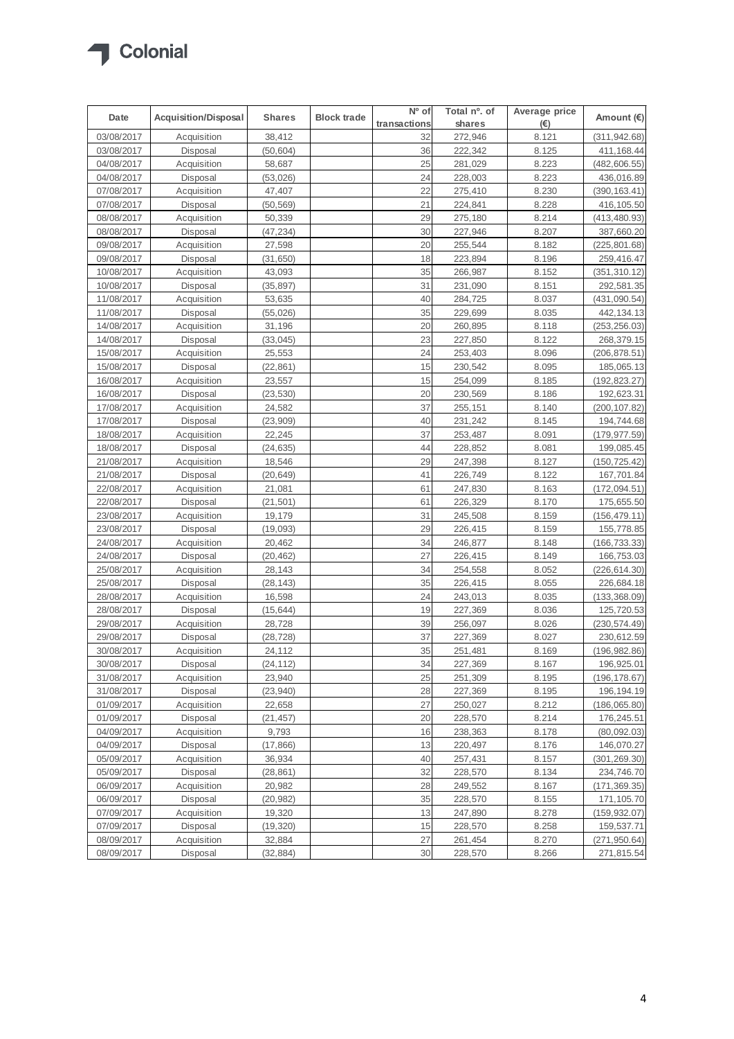| Date | Acquisition/Disposal | Shares | Block trade | Nº of transactions | Total nº. of shares | Average price (€) | Amount (€) |
|---|---|---|---|---|---|---|---|
| 03/08/2017 | Acquisition | 38,412 | | 32 | 272,946 | 8.121 | (311,942.68) |
| 03/08/2017 | Disposal | (50,604) | | 36 | 222,342 | 8.125 | 411,168.44 |
| 04/08/2017 | Acquisition | 58,687 | | 25 | 281,029 | 8.223 | (482,606.55) |
| 04/08/2017 | Disposal | (53,026) | | 24 | 228,003 | 8.223 | 436,016.89 |
| 07/08/2017 | Acquisition | 47,407 | | 22 | 275,410 | 8.230 | (390,163.41) |
| 07/08/2017 | Disposal | (50,569) | | 21 | 224,841 | 8.228 | 416,105.50 |
| 08/08/2017 | Acquisition | 50,339 | | 29 | 275,180 | 8.214 | (413,480.93) |
| 08/08/2017 | Disposal | (47,234) | | 30 | 227,946 | 8.207 | 387,660.20 |
| 09/08/2017 | Acquisition | 27,598 | | 20 | 255,544 | 8.182 | (225,801.68) |
| 09/08/2017 | Disposal | (31,650) | | 18 | 223,894 | 8.196 | 259,416.47 |
| 10/08/2017 | Acquisition | 43,093 | | 35 | 266,987 | 8.152 | (351,310.12) |
| 10/08/2017 | Disposal | (35,897) | | 31 | 231,090 | 8.151 | 292,581.35 |
| 11/08/2017 | Acquisition | 53,635 | | 40 | 284,725 | 8.037 | (431,090.54) |
| 11/08/2017 | Disposal | (55,026) | | 35 | 229,699 | 8.035 | 442,134.13 |
| 14/08/2017 | Acquisition | 31,196 | | 20 | 260,895 | 8.118 | (253,256.03) |
| 14/08/2017 | Disposal | (33,045) | | 23 | 227,850 | 8.122 | 268,379.15 |
| 15/08/2017 | Acquisition | 25,553 | | 24 | 253,403 | 8.096 | (206,878.51) |
| 15/08/2017 | Disposal | (22,861) | | 15 | 230,542 | 8.095 | 185,065.13 |
| 16/08/2017 | Acquisition | 23,557 | | 15 | 254,099 | 8.185 | (192,823.27) |
| 16/08/2017 | Disposal | (23,530) | | 20 | 230,569 | 8.186 | 192,623.31 |
| 17/08/2017 | Acquisition | 24,582 | | 37 | 255,151 | 8.140 | (200,107.82) |
| 17/08/2017 | Disposal | (23,909) | | 40 | 231,242 | 8.145 | 194,744.68 |
| 18/08/2017 | Acquisition | 22,245 | | 37 | 253,487 | 8.091 | (179,977.59) |
| 18/08/2017 | Disposal | (24,635) | | 44 | 228,852 | 8.081 | 199,085.45 |
| 21/08/2017 | Acquisition | 18,546 | | 29 | 247,398 | 8.127 | (150,725.42) |
| 21/08/2017 | Disposal | (20,649) | | 41 | 226,749 | 8.122 | 167,701.84 |
| 22/08/2017 | Acquisition | 21,081 | | 61 | 247,830 | 8.163 | (172,094.51) |
| 22/08/2017 | Disposal | (21,501) | | 61 | 226,329 | 8.170 | 175,655.50 |
| 23/08/2017 | Acquisition | 19,179 | | 31 | 245,508 | 8.159 | (156,479.11) |
| 23/08/2017 | Disposal | (19,093) | | 29 | 226,415 | 8.159 | 155,778.85 |
| 24/08/2017 | Acquisition | 20,462 | | 34 | 246,877 | 8.148 | (166,733.33) |
| 24/08/2017 | Disposal | (20,462) | | 27 | 226,415 | 8.149 | 166,753.03 |
| 25/08/2017 | Acquisition | 28,143 | | 34 | 254,558 | 8.052 | (226,614.30) |
| 25/08/2017 | Disposal | (28,143) | | 35 | 226,415 | 8.055 | 226,684.18 |
| 28/08/2017 | Acquisition | 16,598 | | 24 | 243,013 | 8.035 | (133,368.09) |
| 28/08/2017 | Disposal | (15,644) | | 19 | 227,369 | 8.036 | 125,720.53 |
| 29/08/2017 | Acquisition | 28,728 | | 39 | 256,097 | 8.026 | (230,574.49) |
| 29/08/2017 | Disposal | (28,728) | | 37 | 227,369 | 8.027 | 230,612.59 |
| 30/08/2017 | Acquisition | 24,112 | | 35 | 251,481 | 8.169 | (196,982.86) |
| 30/08/2017 | Disposal | (24,112) | | 34 | 227,369 | 8.167 | 196,925.01 |
| 31/08/2017 | Acquisition | 23,940 | | 25 | 251,309 | 8.195 | (196,178.67) |
| 31/08/2017 | Disposal | (23,940) | | 28 | 227,369 | 8.195 | 196,194.19 |
| 01/09/2017 | Acquisition | 22,658 | | 27 | 250,027 | 8.212 | (186,065.80) |
| 01/09/2017 | Disposal | (21,457) | | 20 | 228,570 | 8.214 | 176,245.51 |
| 04/09/2017 | Acquisition | 9,793 | | 16 | 238,363 | 8.178 | (80,092.03) |
| 04/09/2017 | Disposal | (17,866) | | 13 | 220,497 | 8.176 | 146,070.27 |
| 05/09/2017 | Acquisition | 36,934 | | 40 | 257,431 | 8.157 | (301,269.30) |
| 05/09/2017 | Disposal | (28,861) | | 32 | 228,570 | 8.134 | 234,746.70 |
| 06/09/2017 | Acquisition | 20,982 | | 28 | 249,552 | 8.167 | (171,369.35) |
| 06/09/2017 | Disposal | (20,982) | | 35 | 228,570 | 8.155 | 171,105.70 |
| 07/09/2017 | Acquisition | 19,320 | | 13 | 247,890 | 8.278 | (159,932.07) |
| 07/09/2017 | Disposal | (19,320) | | 15 | 228,570 | 8.258 | 159,537.71 |
| 08/09/2017 | Acquisition | 32,884 | | 27 | 261,454 | 8.270 | (271,950.64) |
| 08/09/2017 | Disposal | (32,884) | | 30 | 228,570 | 8.266 | 271,815.54 |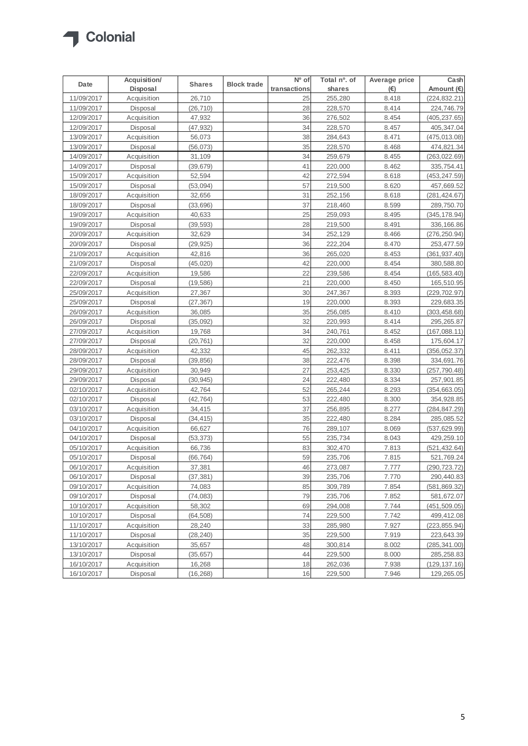| Date | Acquisition/ Disposal | Shares | Block trade | Nº of transactions | Total nº. of shares | Average price (€) | Cash Amount (€) |
|---|---|---|---|---|---|---|---|
| 11/09/2017 | Acquisition | 26,710 | | 25 | 255,280 | 8.418 | (224,832.21) |
| 11/09/2017 | Disposal | (26,710) | | 28 | 228,570 | 8.414 | 224,746.79 |
| 12/09/2017 | Acquisition | 47,932 | | 36 | 276,502 | 8.454 | (405,237.65) |
| 12/09/2017 | Disposal | (47,932) | | 34 | 228,570 | 8.457 | 405,347.04 |
| 13/09/2017 | Acquisition | 56,073 | | 38 | 284,643 | 8.471 | (475,013.08) |
| 13/09/2017 | Disposal | (56,073) | | 35 | 228,570 | 8.468 | 474,821.34 |
| 14/09/2017 | Acquisition | 31,109 | | 34 | 259,679 | 8.455 | (263,022.69) |
| 14/09/2017 | Disposal | (39,679) | | 41 | 220,000 | 8.462 | 335,754.41 |
| 15/09/2017 | Acquisition | 52,594 | | 42 | 272,594 | 8.618 | (453,247.59) |
| 15/09/2017 | Disposal | (53,094) | | 57 | 219,500 | 8.620 | 457,669.52 |
| 18/09/2017 | Acquisition | 32,656 | | 31 | 252,156 | 8.618 | (281,424.67) |
| 18/09/2017 | Disposal | (33,696) | | 37 | 218,460 | 8.599 | 289,750.70 |
| 19/09/2017 | Acquisition | 40,633 | | 25 | 259,093 | 8.495 | (345,178.94) |
| 19/09/2017 | Disposal | (39,593) | | 28 | 219,500 | 8.491 | 336,166.86 |
| 20/09/2017 | Acquisition | 32,629 | | 34 | 252,129 | 8.466 | (276,250.94) |
| 20/09/2017 | Disposal | (29,925) | | 36 | 222,204 | 8.470 | 253,477.59 |
| 21/09/2017 | Acquisition | 42,816 | | 36 | 265,020 | 8.453 | (361,937.40) |
| 21/09/2017 | Disposal | (45,020) | | 42 | 220,000 | 8.454 | 380,588.80 |
| 22/09/2017 | Acquisition | 19,586 | | 22 | 239,586 | 8.454 | (165,583.40) |
| 22/09/2017 | Disposal | (19,586) | | 21 | 220,000 | 8.450 | 165,510.95 |
| 25/09/2017 | Acquisition | 27,367 | | 30 | 247,367 | 8.393 | (229,702.97) |
| 25/09/2017 | Disposal | (27,367) | | 19 | 220,000 | 8.393 | 229,683.35 |
| 26/09/2017 | Acquisition | 36,085 | | 35 | 256,085 | 8.410 | (303,458.68) |
| 26/09/2017 | Disposal | (35,092) | | 32 | 220,993 | 8.414 | 295,265.87 |
| 27/09/2017 | Acquisition | 19,768 | | 34 | 240,761 | 8.452 | (167,088.11) |
| 27/09/2017 | Disposal | (20,761) | | 32 | 220,000 | 8.458 | 175,604.17 |
| 28/09/2017 | Acquisition | 42,332 | | 45 | 262,332 | 8.411 | (356,052.37) |
| 28/09/2017 | Disposal | (39,856) | | 38 | 222,476 | 8.398 | 334,691.76 |
| 29/09/2017 | Acquisition | 30,949 | | 27 | 253,425 | 8.330 | (257,790.48) |
| 29/09/2017 | Disposal | (30,945) | | 24 | 222,480 | 8.334 | 257,901.85 |
| 02/10/2017 | Acquisition | 42,764 | | 52 | 265,244 | 8.293 | (354,663.05) |
| 02/10/2017 | Disposal | (42,764) | | 53 | 222,480 | 8.300 | 354,928.85 |
| 03/10/2017 | Acquisition | 34,415 | | 37 | 256,895 | 8.277 | (284,847.29) |
| 03/10/2017 | Disposal | (34,415) | | 35 | 222,480 | 8.284 | 285,085.52 |
| 04/10/2017 | Acquisition | 66,627 | | 76 | 289,107 | 8.069 | (537,629.99) |
| 04/10/2017 | Disposal | (53,373) | | 55 | 235,734 | 8.043 | 429,259.10 |
| 05/10/2017 | Acquisition | 66,736 | | 83 | 302,470 | 7.813 | (521,432.64) |
| 05/10/2017 | Disposal | (66,764) | | 59 | 235,706 | 7.815 | 521,769.24 |
| 06/10/2017 | Acquisition | 37,381 | | 46 | 273,087 | 7.777 | (290,723.72) |
| 06/10/2017 | Disposal | (37,381) | | 39 | 235,706 | 7.770 | 290,440.83 |
| 09/10/2017 | Acquisition | 74,083 | | 85 | 309,789 | 7.854 | (581,869.32) |
| 09/10/2017 | Disposal | (74,083) | | 79 | 235,706 | 7.852 | 581,672.07 |
| 10/10/2017 | Acquisition | 58,302 | | 69 | 294,008 | 7.744 | (451,509.05) |
| 10/10/2017 | Disposal | (64,508) | | 74 | 229,500 | 7.742 | 499,412.08 |
| 11/10/2017 | Acquisition | 28,240 | | 33 | 285,980 | 7.927 | (223,855.94) |
| 11/10/2017 | Disposal | (28,240) | | 35 | 229,500 | 7.919 | 223,643.39 |
| 13/10/2017 | Acquisition | 35,657 | | 48 | 300,814 | 8.002 | (285,341.00) |
| 13/10/2017 | Disposal | (35,657) | | 44 | 229,500 | 8.000 | 285,258.83 |
| 16/10/2017 | Acquisition | 16,268 | | 18 | 262,036 | 7.938 | (129,137.16) |
| 16/10/2017 | Disposal | (16,268) | | 16 | 229,500 | 7.946 | 129,265.05 |